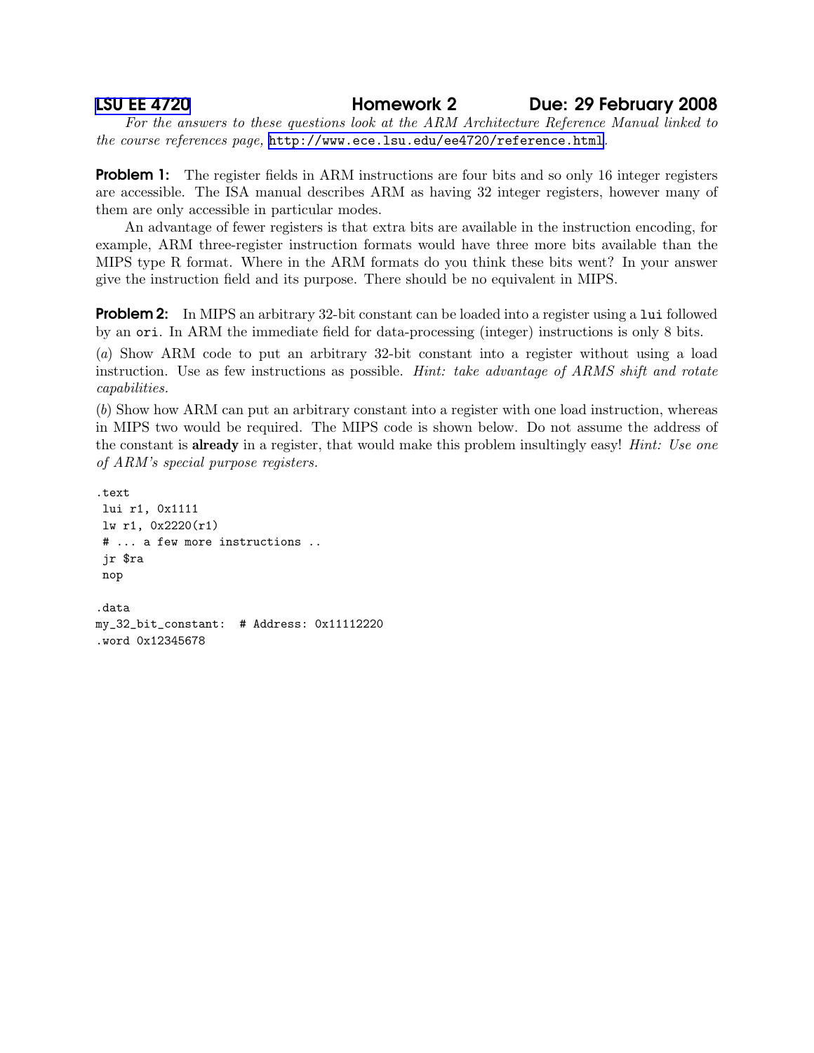LSU EE 4720 **Homework 2** **Due: 29 February 2008**

*For the answers to these questions look at the ARM Architecture Reference Manual linked to the course references page,* http://www.ece.lsu.edu/ee4720/reference.html.

**Problem 1:** The register fields in ARM instructions are four bits and so only 16 integer registers are accessible. The ISA manual describes ARM as having 32 integer registers, however many of them are only accessible in particular modes.

An advantage of fewer registers is that extra bits are available in the instruction encoding, for example, ARM three-register instruction formats would have three more bits available than the MIPS type R format. Where in the ARM formats do you think these bits went? In your answer give the instruction field and its purpose. There should be no equivalent in MIPS.

**Problem 2:** In MIPS an arbitrary 32-bit constant can be loaded into a register using a `lui` followed by an `ori`. In ARM the immediate field for data-processing (integer) instructions is only 8 bits.

(*a*) Show ARM code to put an arbitrary 32-bit constant into a register without using a load instruction. Use as few instructions as possible. *Hint: take advantage of ARMS shift and rotate capabilities.*

(*b*) Show how ARM can put an arbitrary constant into a register with one load instruction, whereas in MIPS two would be required. The MIPS code is shown below. Do not assume the address of the constant is **already** in a register, that would make this problem insultingly easy! *Hint: Use one of ARM's special purpose registers.*

```
.text
 lui r1, 0x1111
 lw r1, 0x2220(r1)
 # ... a few more instructions ..
 jr $ra
 nop

.data
my_32_bit_constant:  # Address: 0x11112220
.word 0x12345678
```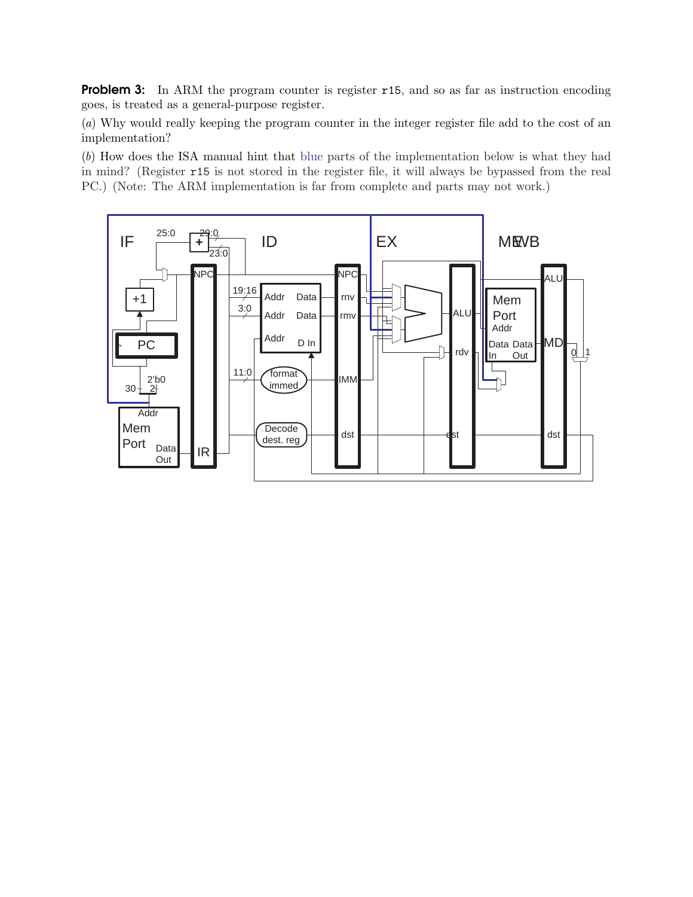**Problem 3:** In ARM the program counter is register `r15`, and so as far as instruction encoding goes, is treated as a general-purpose register.

(*a*) Why would really keeping the program counter in the integer register file add to the cost of an implementation?

(*b*) How does the ISA manual hint that blue parts of the implementation below is what they had in mind? (Register `r15` is not stored in the register file, it will always be bypassed from the real PC.) (Note: The ARM implementation is far from complete and parts may not work.)

IF

ID

EX

ME WB

25:0

29:0

23:0

+

+1

PC

NPC

IR

30

2'b0

2

Addr

Mem

Port

Data

Out

19:16

3:0

11:0

Addr

Addr

Addr

Data

Data

D In

format

immed

Decode

dest. reg

NPC

rnv

rmv

IMM

dst

ALU

rdv

dst

Mem

Port

Addr

Data

In

Data

Out

ALU

MD

dst

0

1